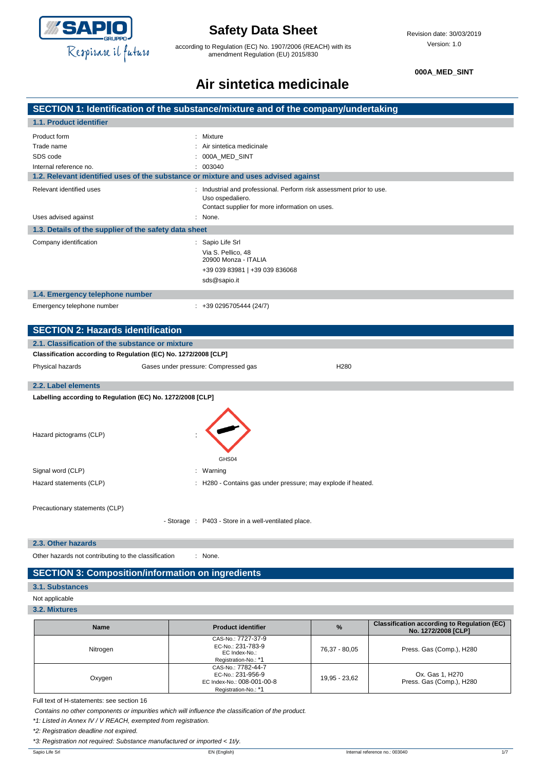# Safety Data Sheet

according to Regulation (EC) No. 1907/2006 (REACH) with its amendment Regulation (EU) 2015/830

Revision date: 30/03/2019
Version: 1.0

**000A_MED_SINT**

# Air sintetica medicinale

## SECTION 1: Identification of the substance/mixture and of the company/undertaking

### 1.1. Product identifier

Product form : Mixture
Trade name : Air sintetica medicinale
SDS code : 000A_MED_SINT
Internal reference no. : 003040

### 1.2. Relevant identified uses of the substance or mixture and uses advised against

Relevant identified uses : Industrial and professional. Perform risk assessment prior to use.
Uso ospedaliero.
Contact supplier for more information on uses.

Uses advised against : None.

### 1.3. Details of the supplier of the safety data sheet

Company identification : Sapio Life Srl
Via S. Pellico, 48
20900 Monza - ITALIA
+39 039 83981 | +39 039 836068
sds@sapio.it

### 1.4. Emergency telephone number

Emergency telephone number : +39 0295705444 (24/7)

## SECTION 2: Hazards identification

### 2.1. Classification of the substance or mixture

**Classification according to Regulation (EC) No. 1272/2008 [CLP]**

| Physical hazards | Gases under pressure: Compressed gas | H280 |
|---|---|---|

### 2.2. Label elements

**Labelling according to Regulation (EC) No. 1272/2008 [CLP]**

Hazard pictograms (CLP) :

GHS04

Signal word (CLP) : Warning

Hazard statements (CLP) : H280 - Contains gas under pressure; may explode if heated.

Precautionary statements (CLP)

- Storage : P403 - Store in a well-ventilated place.

### 2.3. Other hazards

Other hazards not contributing to the classification : None.

## SECTION 3: Composition/information on ingredients

### 3.1. Substances

Not applicable

### 3.2. Mixtures

| Name | Product identifier | % | Classification according to Regulation (EC) No. 1272/2008 [CLP] |
|---|---|---|---|
| Nitrogen | CAS-No.: 7727-37-9<br>EC-No.: 231-783-9<br>EC Index-No.:<br>Registration-No.: *1 | 76,37 - 80,05 | Press. Gas (Comp.), H280 |
| Oxygen | CAS-No.: 7782-44-7<br>EC-No.: 231-956-9<br>EC Index-No.: 008-001-00-8<br>Registration-No.: *1 | 19,95 - 23,62 | Ox. Gas 1, H270<br>Press. Gas (Comp.), H280 |

Full text of H-statements: see section 16

*Contains no other components or impurities which will influence the classification of the product.*

*\*1: Listed in Annex IV / V REACH, exempted from registration.*

*\*2: Registration deadline not expired.*

*\*3: Registration not required: Substance manufactured or imported < 1t/y.*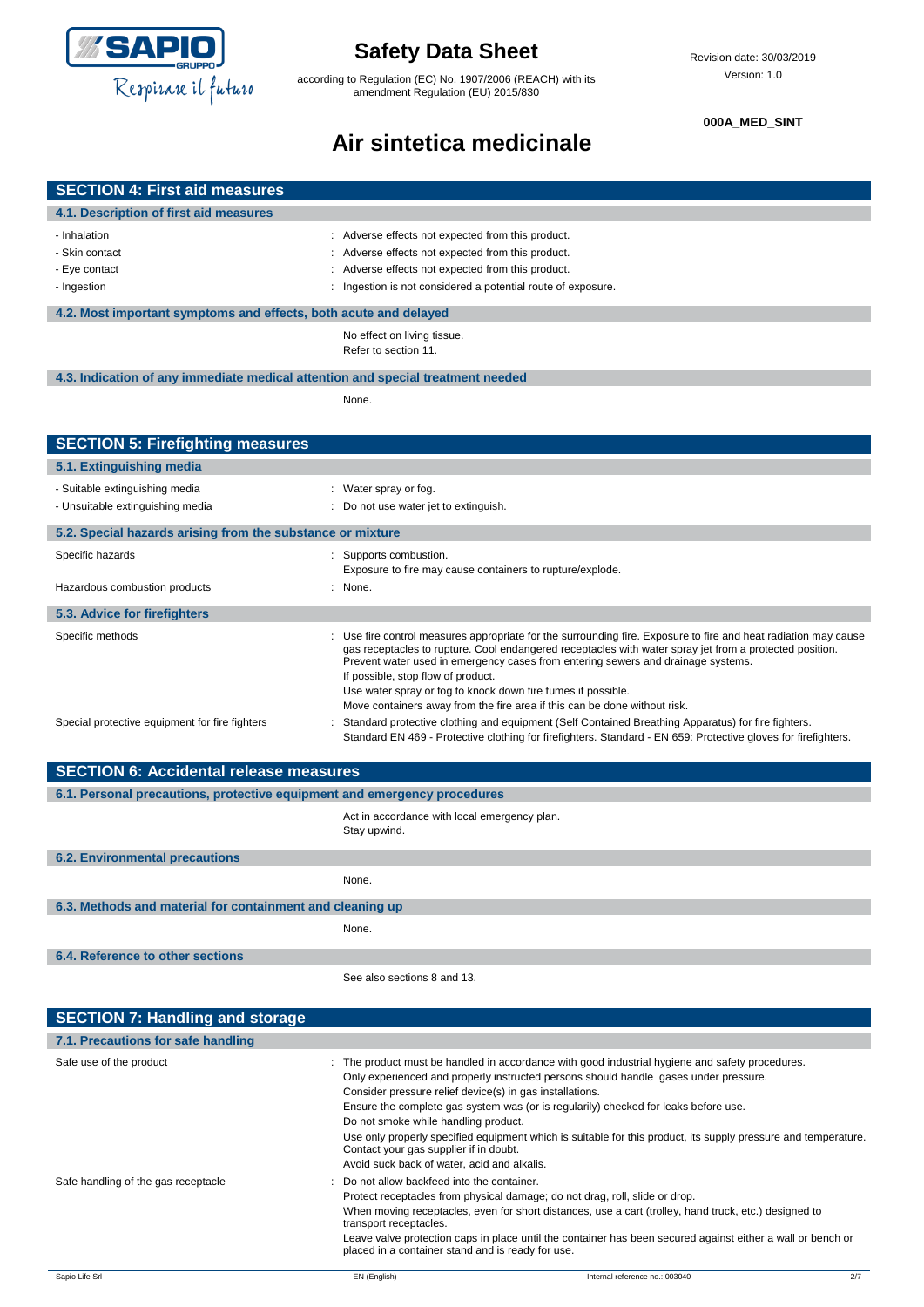## SECTION 4: First aid measures

### 4.1. Description of first aid measures

| | |
|---|---|
| - Inhalation | : Adverse effects not expected from this product. |
| - Skin contact | : Adverse effects not expected from this product. |
| - Eye contact | : Adverse effects not expected from this product. |
| - Ingestion | : Ingestion is not considered a potential route of exposure. |

### 4.2. Most important symptoms and effects, both acute and delayed

No effect on living tissue.
Refer to section 11.

### 4.3. Indication of any immediate medical attention and special treatment needed

None.

## SECTION 5: Firefighting measures

### 5.1. Extinguishing media

| | |
|---|---|
| - Suitable extinguishing media | : Water spray or fog. |
| - Unsuitable extinguishing media | : Do not use water jet to extinguish. |

### 5.2. Special hazards arising from the substance or mixture

| | |
|---|---|
| Specific hazards | : Supports combustion.<br>Exposure to fire may cause containers to rupture/explode. |
| Hazardous combustion products | : None. |

### 5.3. Advice for firefighters

| | |
|---|---|
| Specific methods | : Use fire control measures appropriate for the surrounding fire. Exposure to fire and heat radiation may cause gas receptacles to rupture. Cool endangered receptacles with water spray jet from a protected position. Prevent water used in emergency cases from entering sewers and drainage systems.<br>If possible, stop flow of product.<br>Use water spray or fog to knock down fire fumes if possible.<br>Move containers away from the fire area if this can be done without risk. |
| Special protective equipment for fire fighters | : Standard protective clothing and equipment (Self Contained Breathing Apparatus) for fire fighters.<br>Standard EN 469 - Protective clothing for firefighters. Standard - EN 659: Protective gloves for firefighters. |

## SECTION 6: Accidental release measures

### 6.1. Personal precautions, protective equipment and emergency procedures

Act in accordance with local emergency plan.
Stay upwind.

### 6.2. Environmental precautions

None.

### 6.3. Methods and material for containment and cleaning up

None.

### 6.4. Reference to other sections

See also sections 8 and 13.

## SECTION 7: Handling and storage

### 7.1. Precautions for safe handling

| | |
|---|---|
| Safe use of the product | : The product must be handled in accordance with good industrial hygiene and safety procedures.<br>Only experienced and properly instructed persons should handle gases under pressure.<br>Consider pressure relief device(s) in gas installations.<br>Ensure the complete gas system was (or is regularily) checked for leaks before use.<br>Do not smoke while handling product.<br>Use only properly specified equipment which is suitable for this product, its supply pressure and temperature. Contact your gas supplier if in doubt.<br>Avoid suck back of water, acid and alkalis. |
| Safe handling of the gas receptacle | : Do not allow backfeed into the container.<br>Protect receptacles from physical damage; do not drag, roll, slide or drop.<br>When moving receptacles, even for short distances, use a cart (trolley, hand truck, etc.) designed to transport receptacles.<br>Leave valve protection caps in place until the container has been secured against either a wall or bench or placed in a container stand and is ready for use. |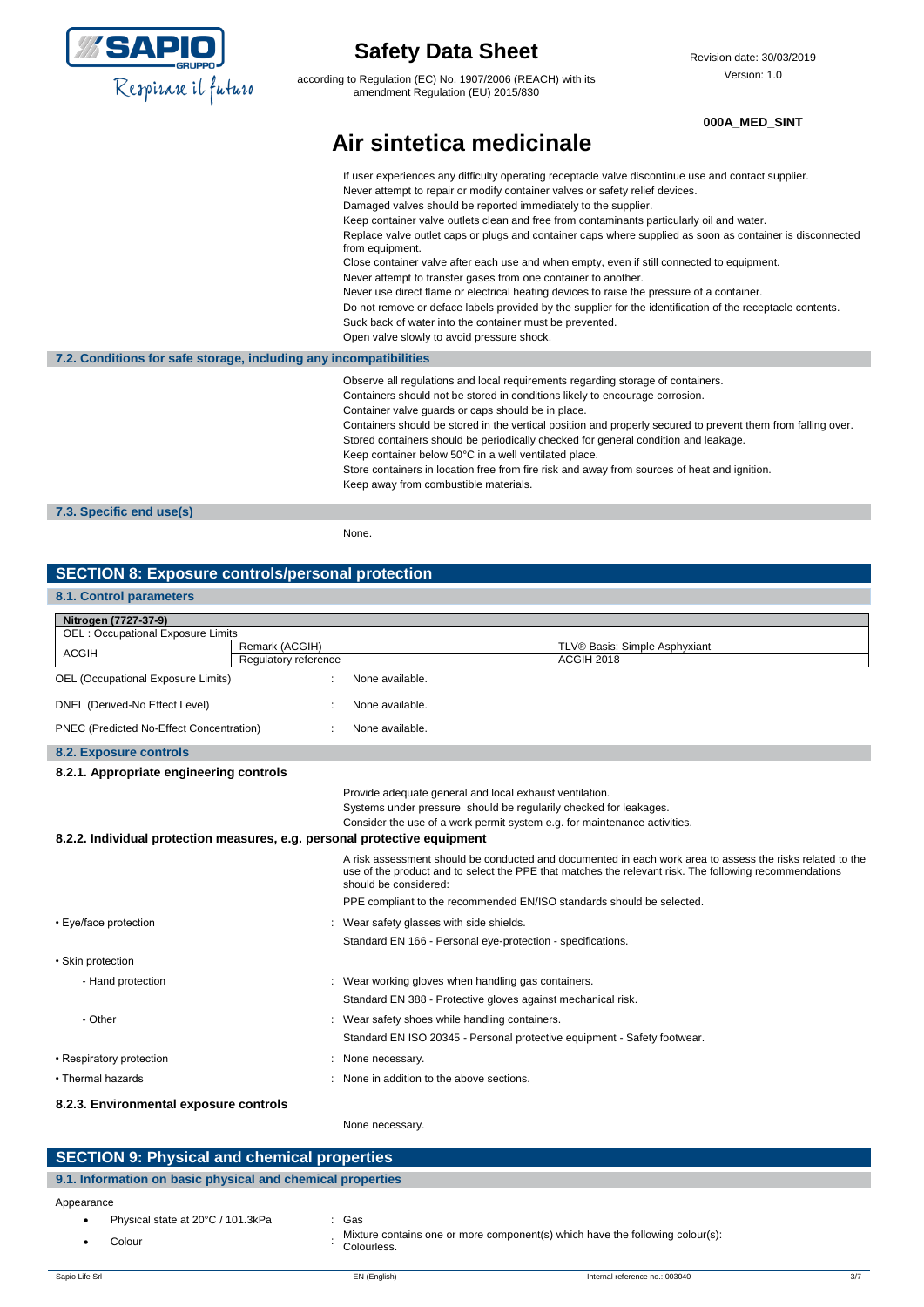If user experiences any difficulty operating receptacle valve discontinue use and contact supplier.
Never attempt to repair or modify container valves or safety relief devices.
Damaged valves should be reported immediately to the supplier.
Keep container valve outlets clean and free from contaminants particularly oil and water.
Replace valve outlet caps or plugs and container caps where supplied as soon as container is disconnected from equipment.
Close container valve after each use and when empty, even if still connected to equipment.
Never attempt to transfer gases from one container to another.
Never use direct flame or electrical heating devices to raise the pressure of a container.
Do not remove or deface labels provided by the supplier for the identification of the receptacle contents.
Suck back of water into the container must be prevented.
Open valve slowly to avoid pressure shock.

### 7.2. Conditions for safe storage, including any incompatibilities

Observe all regulations and local requirements regarding storage of containers.
Containers should not be stored in conditions likely to encourage corrosion.
Container valve guards or caps should be in place.
Containers should be stored in the vertical position and properly secured to prevent them from falling over.
Stored containers should be periodically checked for general condition and leakage.
Keep container below 50°C in a well ventilated place.
Store containers in location free from fire risk and away from sources of heat and ignition.
Keep away from combustible materials.

### 7.3. Specific end use(s)

None.

## SECTION 8: Exposure controls/personal protection

### 8.1. Control parameters

| Nitrogen (7727-37-9) | | |
|---|---|---|
| OEL : Occupational Exposure Limits | | |
| ACGIH | Remark (ACGIH) | TLV® Basis: Simple Asphyxiant |
| | Regulatory reference | ACGIH 2018 |

OEL (Occupational Exposure Limits) : None available.

DNEL (Derived-No Effect Level) : None available.

PNEC (Predicted No-Effect Concentration) : None available.

### 8.2. Exposure controls

#### 8.2.1. Appropriate engineering controls

Provide adequate general and local exhaust ventilation.
Systems under pressure should be regularly checked for leakages.
Consider the use of a work permit system e.g. for maintenance activities.

#### 8.2.2. Individual protection measures, e.g. personal protective equipment

A risk assessment should be conducted and documented in each work area to assess the risks related to the use of the product and to select the PPE that matches the relevant risk. The following recommendations should be considered:

PPE compliant to the recommended EN/ISO standards should be selected.

- Eye/face protection : Wear safety glasses with side shields.
  Standard EN 166 - Personal eye-protection - specifications.
- Skin protection
  - Hand protection : Wear working gloves when handling gas containers.
    Standard EN 388 - Protective gloves against mechanical risk.
  - Other : Wear safety shoes while handling containers.
    Standard EN ISO 20345 - Personal protective equipment - Safety footwear.
- Respiratory protection : None necessary.
- Thermal hazards : None in addition to the above sections.

#### 8.2.3. Environmental exposure controls

None necessary.

## SECTION 9: Physical and chemical properties

### 9.1. Information on basic physical and chemical properties

Appearance

- Physical state at 20°C / 101.3kPa : Gas
- Colour : Mixture contains one or more component(s) which have the following colour(s): Colourless.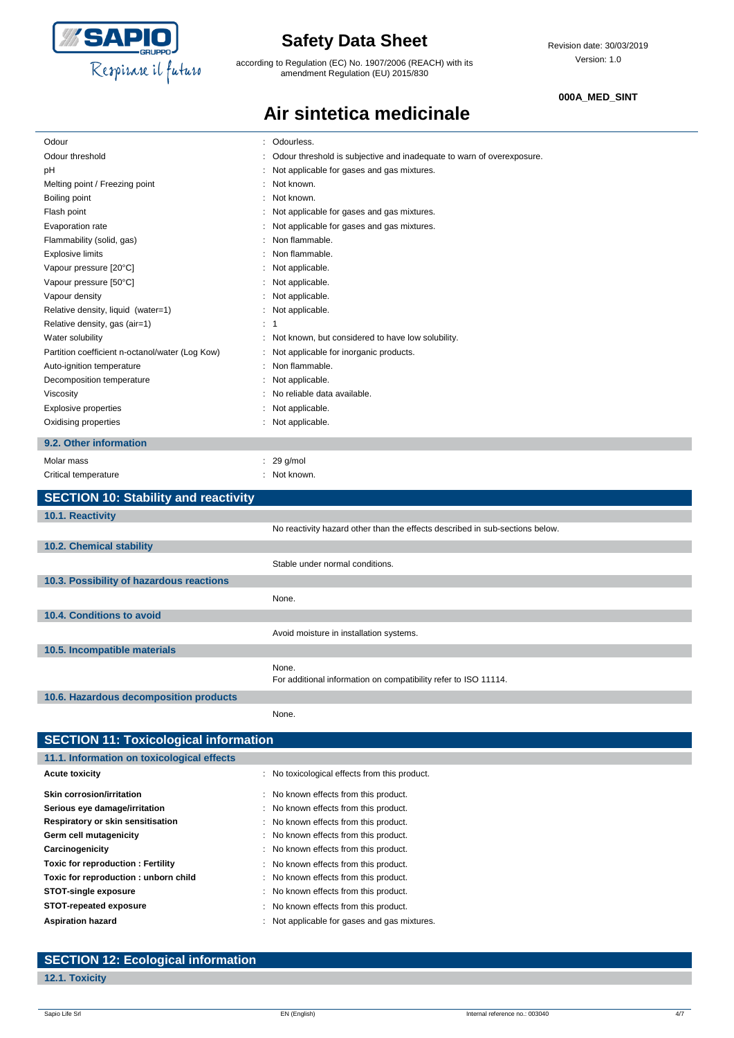| | |
|---|---|
| Odour | : Odourless. |
| Odour threshold | : Odour threshold is subjective and inadequate to warn of overexposure. |
| pH | : Not applicable for gases and gas mixtures. |
| Melting point / Freezing point | : Not known. |
| Boiling point | : Not known. |
| Flash point | : Not applicable for gases and gas mixtures. |
| Evaporation rate | : Not applicable for gases and gas mixtures. |
| Flammability (solid, gas) | : Non flammable. |
| Explosive limits | : Non flammable. |
| Vapour pressure [20°C] | : Not applicable. |
| Vapour pressure [50°C] | : Not applicable. |
| Vapour density | : Not applicable. |
| Relative density, liquid (water=1) | : Not applicable. |
| Relative density, gas (air=1) | : 1 |
| Water solubility | : Not known, but considered to have low solubility. |
| Partition coefficient n-octanol/water (Log Kow) | : Not applicable for inorganic products. |
| Auto-ignition temperature | : Non flammable. |
| Decomposition temperature | : Not applicable. |
| Viscosity | : No reliable data available. |
| Explosive properties | : Not applicable. |
| Oxidising properties | : Not applicable. |

### 9.2. Other information

| | |
|---|---|
| Molar mass | : 29 g/mol |
| Critical temperature | : Not known. |

## SECTION 10: Stability and reactivity

### 10.1. Reactivity

No reactivity hazard other than the effects described in sub-sections below.

### 10.2. Chemical stability

Stable under normal conditions.

### 10.3. Possibility of hazardous reactions

None.

### 10.4. Conditions to avoid

Avoid moisture in installation systems.

### 10.5. Incompatible materials

None.
For additional information on compatibility refer to ISO 11114.

### 10.6. Hazardous decomposition products

None.

## SECTION 11: Toxicological information

### 11.1. Information on toxicological effects

| | |
|---|---|
| **Acute toxicity** | : No toxicological effects from this product. |
| **Skin corrosion/irritation** | : No known effects from this product. |
| **Serious eye damage/irritation** | : No known effects from this product. |
| **Respiratory or skin sensitisation** | : No known effects from this product. |
| **Germ cell mutagenicity** | : No known effects from this product. |
| **Carcinogenicity** | : No known effects from this product. |
| **Toxic for reproduction : Fertility** | : No known effects from this product. |
| **Toxic for reproduction : unborn child** | : No known effects from this product. |
| **STOT-single exposure** | : No known effects from this product. |
| **STOT-repeated exposure** | : No known effects from this product. |
| **Aspiration hazard** | : Not applicable for gases and gas mixtures. |

## SECTION 12: Ecological information

### 12.1. Toxicity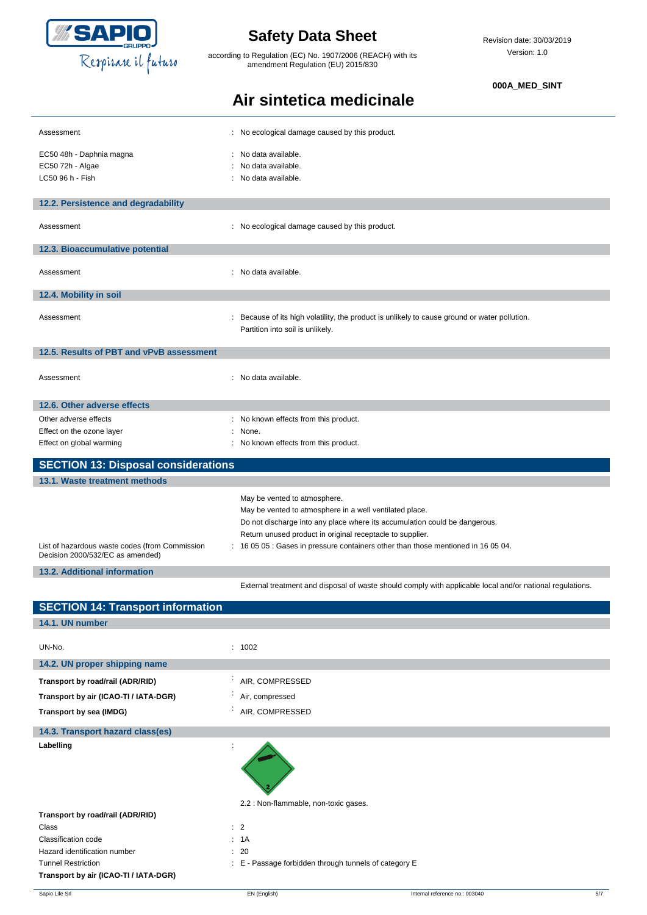| | |
|---|---|
| Assessment | : No ecological damage caused by this product. |
| EC50 48h - Daphnia magna | : No data available. |
| EC50 72h - Algae | : No data available. |
| LC50 96 h - Fish | : No data available. |

### 12.2. Persistence and degradability

| | |
|---|---|
| Assessment | : No ecological damage caused by this product. |

### 12.3. Bioaccumulative potential

| | |
|---|---|
| Assessment | : No data available. |

### 12.4. Mobility in soil

| | |
|---|---|
| Assessment | : Because of its high volatility, the product is unlikely to cause ground or water pollution. Partition into soil is unlikely. |

### 12.5. Results of PBT and vPvB assessment

| | |
|---|---|
| Assessment | : No data available. |

### 12.6. Other adverse effects

| | |
|---|---|
| Other adverse effects | : No known effects from this product. |
| Effect on the ozone layer | : None. |
| Effect on global warming | : No known effects from this product. |

## SECTION 13: Disposal considerations

### 13.1. Waste treatment methods

May be vented to atmosphere.
May be vented to atmosphere in a well ventilated place.
Do not discharge into any place where its accumulation could be dangerous.
Return unused product in original receptacle to supplier.

| | |
|---|---|
| List of hazardous waste codes (from Commission Decision 2000/532/EC as amended) | : 16 05 05 : Gases in pressure containers other than those mentioned in 16 05 04. |

### 13.2. Additional information

External treatment and disposal of waste should comply with applicable local and/or national regulations.

## SECTION 14: Transport information

### 14.1. UN number

| | |
|---|---|
| UN-No. | : 1002 |

### 14.2. UN proper shipping name

| | |
|---|---|
| **Transport by road/rail (ADR/RID)** | : AIR, COMPRESSED |
| **Transport by air (ICAO-TI / IATA-DGR)** | : Air, compressed |
| **Transport by sea (IMDG)** | : AIR, COMPRESSED |

### 14.3. Transport hazard class(es)

**Labelling** :

2.2 : Non-flammable, non-toxic gases.

**Transport by road/rail (ADR/RID)**

| | |
|---|---|
| Class | : 2 |
| Classification code | : 1A |
| Hazard identification number | : 20 |
| Tunnel Restriction | : E - Passage forbidden through tunnels of category E |

**Transport by air (ICAO-TI / IATA-DGR)**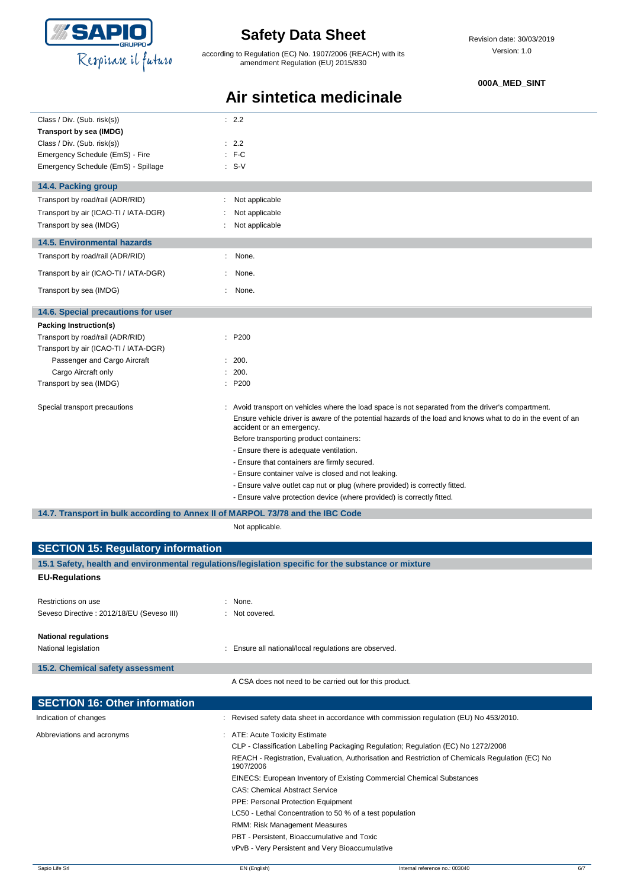| | |
|---|---|
| Class / Div. (Sub. risk(s)) | : 2.2 |
| **Transport by sea (IMDG)** | |
| Class / Div. (Sub. risk(s)) | : 2.2 |
| Emergency Schedule (EmS) - Fire | : F-C |
| Emergency Schedule (EmS) - Spillage | : S-V |

### 14.4. Packing group

| | |
|---|---|
| Transport by road/rail (ADR/RID) | : Not applicable |
| Transport by air (ICAO-TI / IATA-DGR) | : Not applicable |
| Transport by sea (IMDG) | : Not applicable |

### 14.5. Environmental hazards

| | |
|---|---|
| Transport by road/rail (ADR/RID) | : None. |
| Transport by air (ICAO-TI / IATA-DGR) | : None. |
| Transport by sea (IMDG) | : None. |

### 14.6. Special precautions for user

**Packing Instruction(s)**

| | |
|---|---|
| Transport by road/rail (ADR/RID) | : P200 |
| Transport by air (ICAO-TI / IATA-DGR) | |
| Passenger and Cargo Aircraft | : 200. |
| Cargo Aircraft only | : 200. |
| Transport by sea (IMDG) | : P200 |

Special transport precautions : Avoid transport on vehicles where the load space is not separated from the driver's compartment.
Ensure vehicle driver is aware of the potential hazards of the load and knows what to do in the event of an accident or an emergency.
Before transporting product containers:
- Ensure there is adequate ventilation.
- Ensure that containers are firmly secured.
- Ensure container valve is closed and not leaking.
- Ensure valve outlet cap nut or plug (where provided) is correctly fitted.
- Ensure valve protection device (where provided) is correctly fitted.

### 14.7. Transport in bulk according to Annex II of MARPOL 73/78 and the IBC Code

Not applicable.

## SECTION 15: Regulatory information

### 15.1 Safety, health and environmental regulations/legislation specific for the substance or mixture

**EU-Regulations**

| | |
|---|---|
| Restrictions on use | : None. |
| Seveso Directive : 2012/18/EU (Seveso III) | : Not covered. |

**National regulations**

| | |
|---|---|
| National legislation | : Ensure all national/local regulations are observed. |

### 15.2. Chemical safety assessment

A CSA does not need to be carried out for this product.

## SECTION 16: Other information

Indication of changes : Revised safety data sheet in accordance with commission regulation (EU) No 453/2010.

Abbreviations and acronyms : ATE: Acute Toxicity Estimate
CLP - Classification Labelling Packaging Regulation; Regulation (EC) No 1272/2008
REACH - Registration, Evaluation, Authorisation and Restriction of Chemicals Regulation (EC) No 1907/2006
EINECS: European Inventory of Existing Commercial Chemical Substances
CAS: Chemical Abstract Service
PPE: Personal Protection Equipment
LC50 - Lethal Concentration to 50 % of a test population
RMM: Risk Management Measures
PBT - Persistent, Bioaccumulative and Toxic
vPvB - Very Persistent and Very Bioaccumulative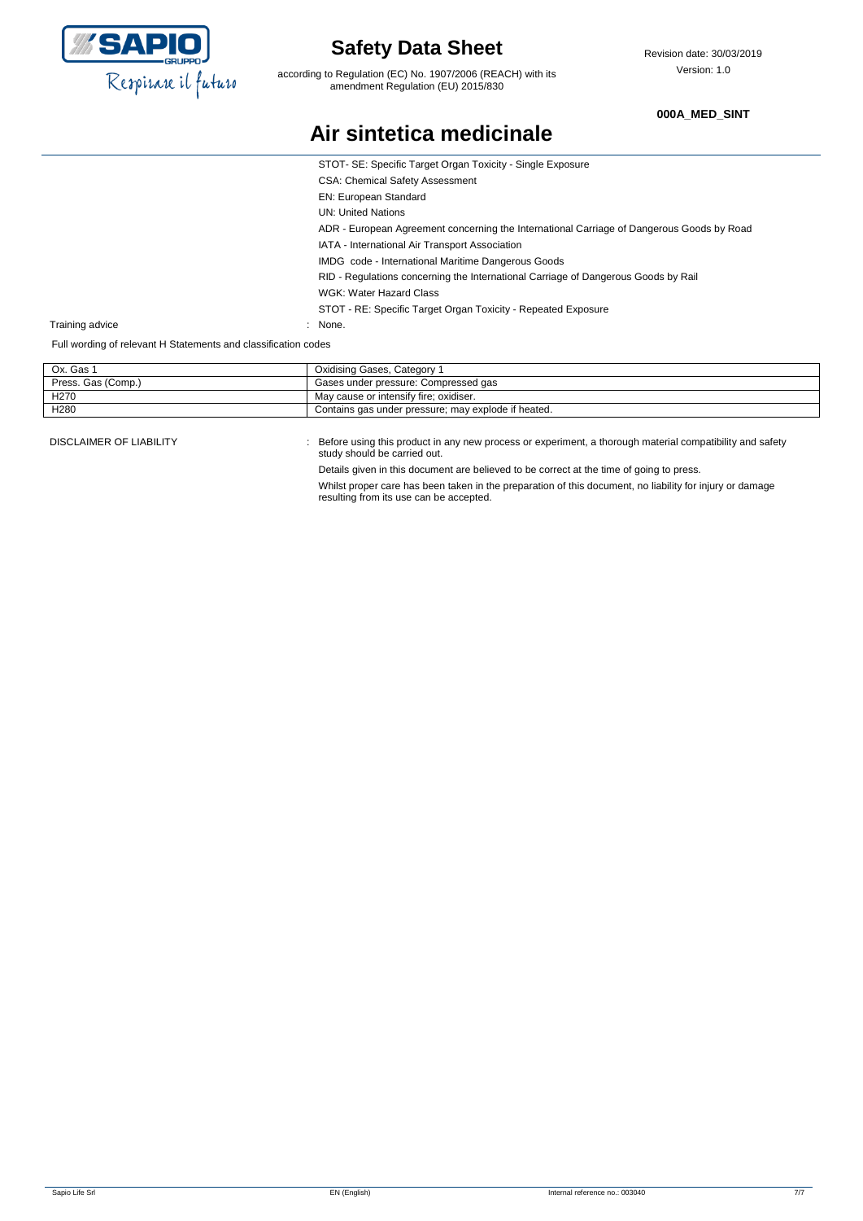STOT- SE: Specific Target Organ Toxicity - Single Exposure

CSA: Chemical Safety Assessment

EN: European Standard

UN: United Nations

ADR - European Agreement concerning the International Carriage of Dangerous Goods by Road

IATA - International Air Transport Association

IMDG code - International Maritime Dangerous Goods

RID - Regulations concerning the International Carriage of Dangerous Goods by Rail

WGK: Water Hazard Class

STOT - RE: Specific Target Organ Toxicity - Repeated Exposure

Training advice : None.

Full wording of relevant H Statements and classification codes

| | |
|---|---|
| Ox. Gas 1 | Oxidising Gases, Category 1 |
| Press. Gas (Comp.) | Gases under pressure: Compressed gas |
| H270 | May cause or intensify fire; oxidiser. |
| H280 | Contains gas under pressure; may explode if heated. |

DISCLAIMER OF LIABILITY : Before using this product in any new process or experiment, a thorough material compatibility and safety study should be carried out.

Details given in this document are believed to be correct at the time of going to press.

Whilst proper care has been taken in the preparation of this document, no liability for injury or damage resulting from its use can be accepted.